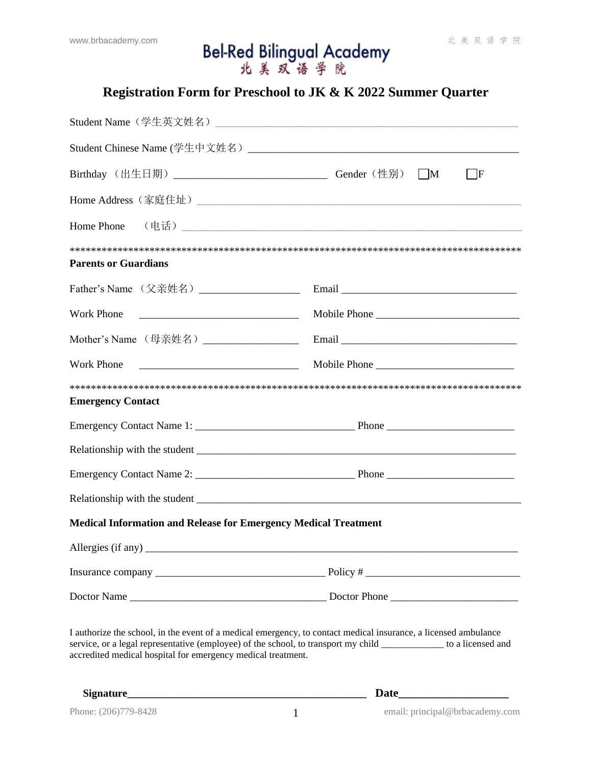www.brbacademy.com 北美双语学院

# Bel-Red Bilingual Academy
# 北美双语学院

## Registration Form for Preschool to JK & K 2022 Summer Quarter

Student Name（学生英文姓名）\_\_\_\_\_\_\_\_\_\_\_\_\_\_\_\_\_\_\_\_\_\_\_\_\_\_\_\_\_\_\_\_\_\_\_\_\_\_\_\_\_\_\_\_\_\_\_\_

Student Chinese Name (学生中文姓名）\_\_\_\_\_\_\_\_\_\_\_\_\_\_\_\_\_\_\_\_\_\_\_\_\_\_\_\_\_\_\_\_\_\_\_\_\_\_\_\_\_\_\_\_

Birthday （出生日期）\_\_\_\_\_\_\_\_\_\_\_\_\_\_\_\_\_\_\_\_\_\_\_\_\_\_\_ Gender（性别） ☐M ☐F

Home Address（家庭住址）\_\_\_\_\_\_\_\_\_\_\_\_\_\_\_\_\_\_\_\_\_\_\_\_\_\_\_\_\_\_\_\_\_\_\_\_\_\_\_\_\_\_\_\_\_\_\_\_\_\_\_\_

Home Phone （电话）\_\_\_\_\_\_\_\_\_\_\_\_\_\_\_\_\_\_\_\_\_\_\_\_\_\_\_\_\_\_\_\_\_\_\_\_\_\_\_\_\_\_\_\_\_\_\_\_\_\_\_\_\_\_\_\_\_\_

\*\*\*\*\*\*\*\*\*\*\*\*\*\*\*\*\*\*\*\*\*\*\*\*\*\*\*\*\*\*\*\*\*\*\*\*\*\*\*\*\*\*\*\*\*\*\*\*\*\*\*\*\*\*\*\*\*\*\*\*\*\*\*\*\*\*\*\*\*\*\*\*\*\*\*\*\*\*\*\*\*\*\*\*\*\*\*\*

**Parents or Guardians**

Father's Name （父亲姓名）\_\_\_\_\_\_\_\_\_\_\_\_\_\_\_\_\_\_ Email \_\_\_\_\_\_\_\_\_\_\_\_\_\_\_\_\_\_\_\_\_\_\_\_\_\_\_\_\_\_\_

Work Phone \_\_\_\_\_\_\_\_\_\_\_\_\_\_\_\_\_\_\_\_\_\_\_\_\_\_\_\_\_ Mobile Phone \_\_\_\_\_\_\_\_\_\_\_\_\_\_\_\_\_\_\_\_\_\_\_\_\_

Mother's Name （母亲姓名）\_\_\_\_\_\_\_\_\_\_\_\_\_\_\_\_\_ Email \_\_\_\_\_\_\_\_\_\_\_\_\_\_\_\_\_\_\_\_\_\_\_\_\_\_\_\_\_\_\_

Work Phone \_\_\_\_\_\_\_\_\_\_\_\_\_\_\_\_\_\_\_\_\_\_\_\_\_\_\_\_\_ Mobile Phone \_\_\_\_\_\_\_\_\_\_\_\_\_\_\_\_\_\_\_\_\_\_\_\_\_

\*\*\*\*\*\*\*\*\*\*\*\*\*\*\*\*\*\*\*\*\*\*\*\*\*\*\*\*\*\*\*\*\*\*\*\*\*\*\*\*\*\*\*\*\*\*\*\*\*\*\*\*\*\*\*\*\*\*\*\*\*\*\*\*\*\*\*\*\*\*\*\*\*\*\*\*\*\*\*\*\*\*\*\*\*\*\*\*

**Emergency Contact**

Emergency Contact Name 1: \_\_\_\_\_\_\_\_\_\_\_\_\_\_\_\_\_\_\_\_\_\_\_\_\_\_\_\_\_ Phone \_\_\_\_\_\_\_\_\_\_\_\_\_\_\_\_\_\_\_\_\_\_\_

Relationship with the student \_\_\_\_\_\_\_\_\_\_\_\_\_\_\_\_\_\_\_\_\_\_\_\_\_\_\_\_\_\_\_\_\_\_\_\_\_\_\_\_\_\_\_\_\_\_\_\_\_\_\_\_\_\_\_\_\_\_

Emergency Contact Name 2: \_\_\_\_\_\_\_\_\_\_\_\_\_\_\_\_\_\_\_\_\_\_\_\_\_\_\_\_\_ Phone \_\_\_\_\_\_\_\_\_\_\_\_\_\_\_\_\_\_\_\_\_\_\_

Relationship with the student \_\_\_\_\_\_\_\_\_\_\_\_\_\_\_\_\_\_\_\_\_\_\_\_\_\_\_\_\_\_\_\_\_\_\_\_\_\_\_\_\_\_\_\_\_\_\_\_\_\_\_\_\_\_\_\_\_\_

**Medical Information and Release for Emergency Medical Treatment**

Allergies (if any) \_\_\_\_\_\_\_\_\_\_\_\_\_\_\_\_\_\_\_\_\_\_\_\_\_\_\_\_\_\_\_\_\_\_\_\_\_\_\_\_\_\_\_\_\_\_\_\_\_\_\_\_\_\_\_\_\_\_\_\_\_\_\_\_\_\_\_\_

Insurance company \_\_\_\_\_\_\_\_\_\_\_\_\_\_\_\_\_\_\_\_\_\_\_\_\_\_\_\_\_\_\_ Policy # \_\_\_\_\_\_\_\_\_\_\_\_\_\_\_\_\_\_\_\_\_\_\_\_\_\_\_\_

Doctor Name \_\_\_\_\_\_\_\_\_\_\_\_\_\_\_\_\_\_\_\_\_\_\_\_\_\_\_\_\_\_\_\_\_\_\_\_ Doctor Phone \_\_\_\_\_\_\_\_\_\_\_\_\_\_\_\_\_\_\_\_\_\_\_

I authorize the school, in the event of a medical emergency, to contact medical insurance, a licensed ambulance service, or a legal representative (employee) of the school, to transport my child \_\_\_\_\_\_\_\_\_\_\_\_ to a licensed and accredited medical hospital for emergency medical treatment.

**Signature\_\_\_\_\_\_\_\_\_\_\_\_\_\_\_\_\_\_\_\_\_\_\_\_\_\_\_\_\_\_\_\_\_\_\_\_\_\_\_\_\_\_\_\_ Date\_\_\_\_\_\_\_\_\_\_\_\_\_\_\_\_\_\_\_**

Phone: (206)779-8428 email: principal@brbacademy.com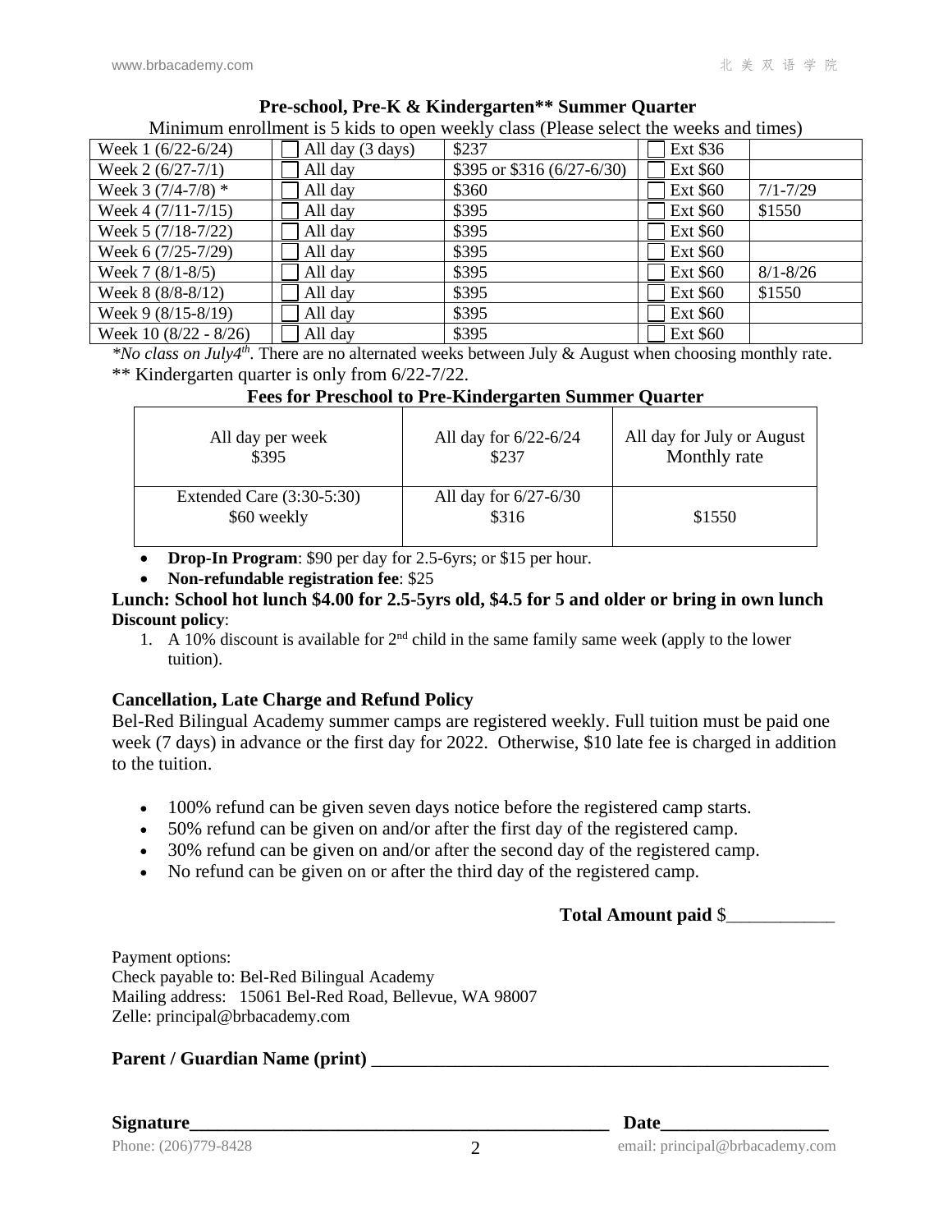**Pre-school, Pre-K & Kindergarten** Summer Quarter**

Minimum enrollment is 5 kids to open weekly class (Please select the weeks and times)

| | | | | |
|---|---|---|---|---|
| Week 1 (6/22-6/24) | ☐ All day (3 days) | $237 | ☐ Ext $36 | |
| Week 2 (6/27-7/1) | ☐ All day | $395 or $316 (6/27-6/30) | ☐ Ext $60 | |
| Week 3 (7/4-7/8) * | ☐ All day | $360 | ☐ Ext $60 | 7/1-7/29 |
| Week 4 (7/11-7/15) | ☐ All day | $395 | ☐ Ext $60 | $1550 |
| Week 5 (7/18-7/22) | ☐ All day | $395 | ☐ Ext $60 | |
| Week 6 (7/25-7/29) | ☐ All day | $395 | ☐ Ext $60 | |
| Week 7 (8/1-8/5) | ☐ All day | $395 | ☐ Ext $60 | 8/1-8/26 |
| Week 8 (8/8-8/12) | ☐ All day | $395 | ☐ Ext $60 | $1550 |
| Week 9 (8/15-8/19) | ☐ All day | $395 | ☐ Ext $60 | |
| Week 10 (8/22 - 8/26) | ☐ All day | $395 | ☐ Ext $60 | |

*\*No class on July4th.* There are no alternated weeks between July & August when choosing monthly rate.

** Kindergarten quarter is only from 6/22-7/22.

**Fees for Preschool to Pre-Kindergarten Summer Quarter**

| | | |
|---|---|---|
| All day per week $395 | All day for 6/22-6/24 $237 | All day for July or August Monthly rate |
| Extended Care (3:30-5:30) $60 weekly | All day for 6/27-6/30 $316 | $1550 |

- **Drop-In Program**: $90 per day for 2.5-6yrs; or $15 per hour.
- **Non-refundable registration fee**: $25

**Lunch: School hot lunch $4.00 for 2.5-5yrs old, $4.5 for 5 and older or bring in own lunch**

**Discount policy**:

1. A 10% discount is available for 2nd child in the same family same week (apply to the lower tuition).

**Cancellation, Late Charge and Refund Policy**

Bel-Red Bilingual Academy summer camps are registered weekly. Full tuition must be paid one week (7 days) in advance or the first day for 2022. Otherwise, $10 late fee is charged in addition to the tuition.

- 100% refund can be given seven days notice before the registered camp starts.
- 50% refund can be given on and/or after the first day of the registered camp.
- 30% refund can be given on and/or after the second day of the registered camp.
- No refund can be given on or after the third day of the registered camp.

**Total Amount paid** $____________

Payment options:
Check payable to: Bel-Red Bilingual Academy
Mailing address: 15061 Bel-Red Road, Bellevue, WA 98007
Zelle: principal@brbacademy.com

**Parent / Guardian Name (print)** ____________________________________________________

**Signature**_______________________________________________ **Date**__________________